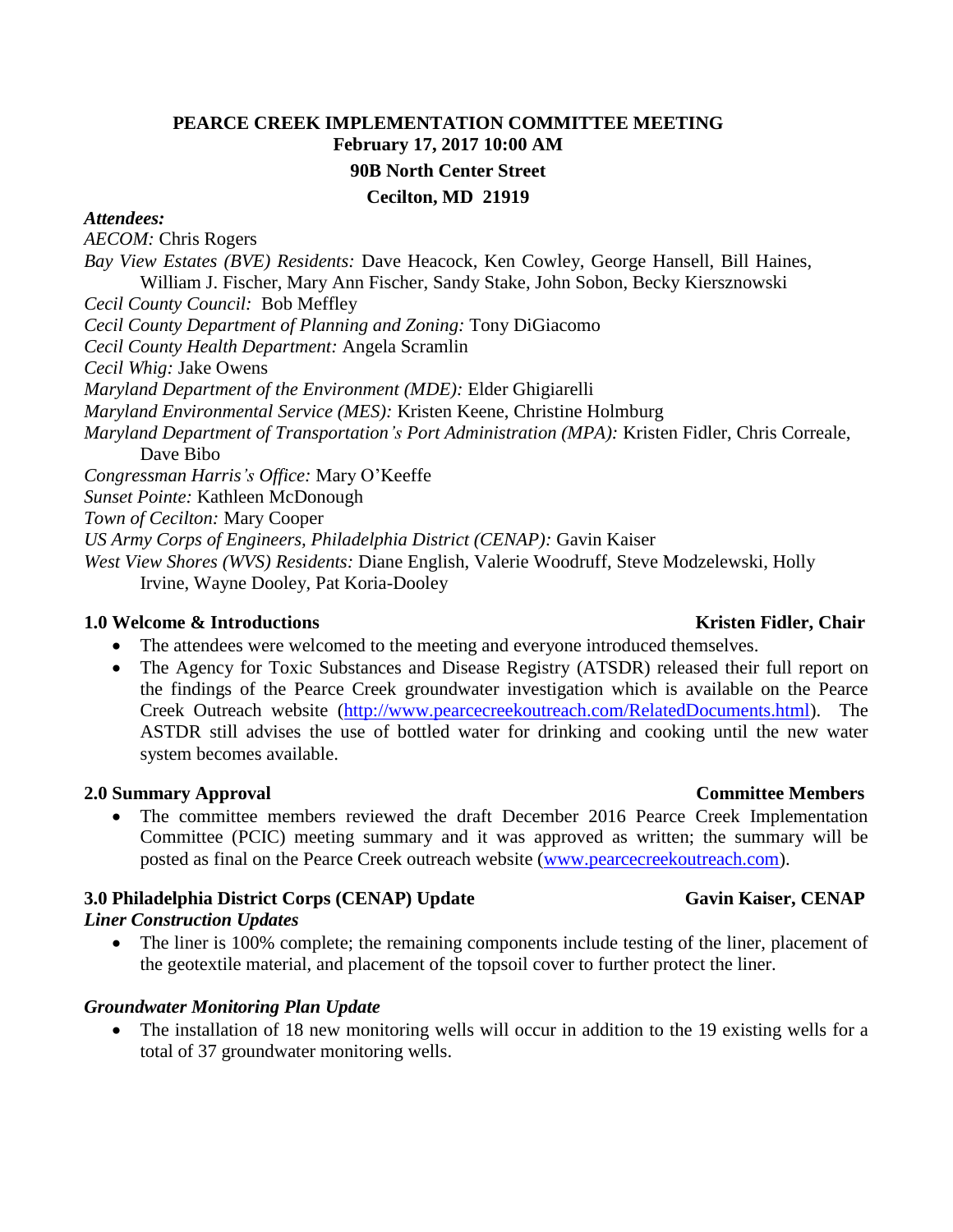# PEARCE CREEK IMPLEMENTATION COMMITTEE MEETING

**February 17, 2017 10:00 AM**

**90B North Center Street**

**Cecilton, MD 21919**

***Attendees:***

*AECOM:* Chris Rogers

*Bay View Estates (BVE) Residents:* Dave Heacock, Ken Cowley, George Hansell, Bill Haines, William J. Fischer, Mary Ann Fischer, Sandy Stake, John Sobon, Becky Kiersznowski

*Cecil County Council:* Bob Meffley

*Cecil County Department of Planning and Zoning:* Tony DiGiacomo

*Cecil County Health Department:* Angela Scramlin

*Cecil Whig:* Jake Owens

*Maryland Department of the Environment (MDE):* Elder Ghigiarelli

*Maryland Environmental Service (MES):* Kristen Keene, Christine Holmburg

*Maryland Department of Transportation's Port Administration (MPA):* Kristen Fidler, Chris Correale, Dave Bibo

*Congressman Harris's Office:* Mary O'Keeffe

*Sunset Pointe:* Kathleen McDonough

*Town of Cecilton:* Mary Cooper

*US Army Corps of Engineers, Philadelphia District (CENAP):* Gavin Kaiser

*West View Shores (WVS) Residents:* Diane English, Valerie Woodruff, Steve Modzelewski, Holly Irvine, Wayne Dooley, Pat Koria-Dooley

## 1.0 Welcome & Introductions — Kristen Fidler, Chair

- The attendees were welcomed to the meeting and everyone introduced themselves.
- The Agency for Toxic Substances and Disease Registry (ATSDR) released their full report on the findings of the Pearce Creek groundwater investigation which is available on the Pearce Creek Outreach website (http://www.pearcecreekoutreach.com/RelatedDocuments.html). The ASTDR still advises the use of bottled water for drinking and cooking until the new water system becomes available.

## 2.0 Summary Approval — Committee Members

- The committee members reviewed the draft December 2016 Pearce Creek Implementation Committee (PCIC) meeting summary and it was approved as written; the summary will be posted as final on the Pearce Creek outreach website (www.pearcecreekoutreach.com).

## 3.0 Philadelphia District Corps (CENAP) Update — Gavin Kaiser, CENAP

### *Liner Construction Updates*

- The liner is 100% complete; the remaining components include testing of the liner, placement of the geotextile material, and placement of the topsoil cover to further protect the liner.

### *Groundwater Monitoring Plan Update*

- The installation of 18 new monitoring wells will occur in addition to the 19 existing wells for a total of 37 groundwater monitoring wells.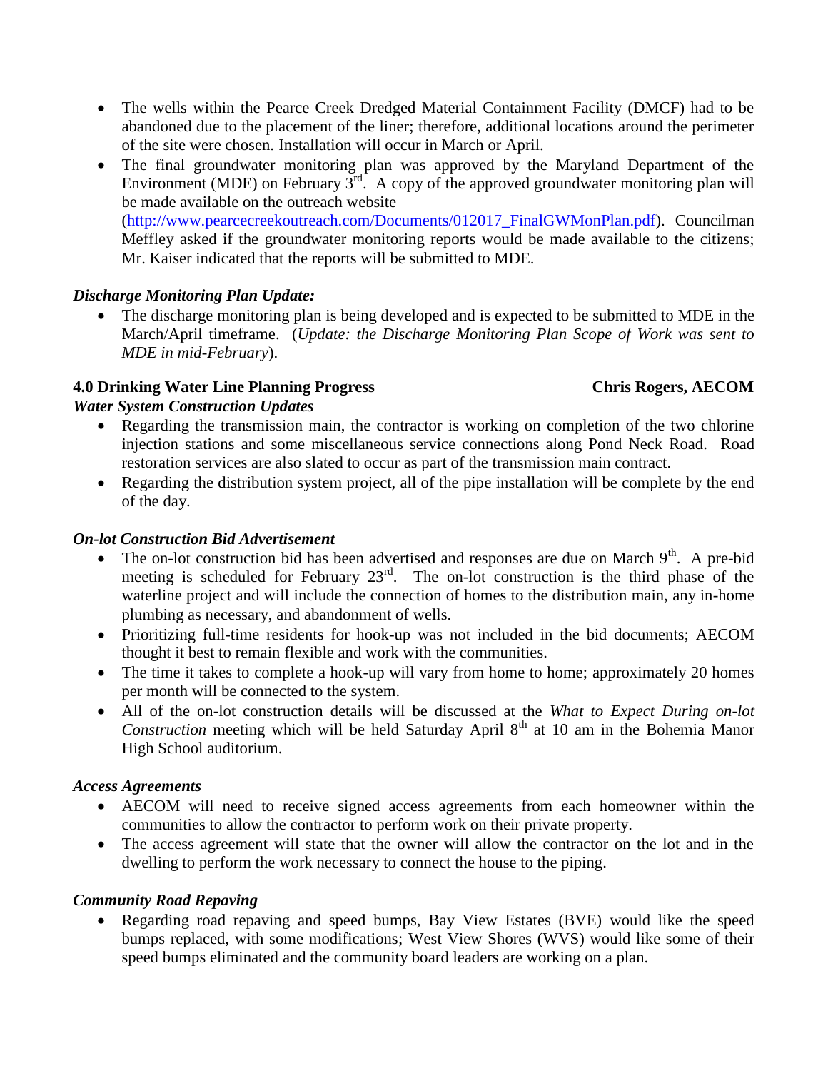- The wells within the Pearce Creek Dredged Material Containment Facility (DMCF) had to be abandoned due to the placement of the liner; therefore, additional locations around the perimeter of the site were chosen. Installation will occur in March or April.
- The final groundwater monitoring plan was approved by the Maryland Department of the Environment (MDE) on February 3rd. A copy of the approved groundwater monitoring plan will be made available on the outreach website (http://www.pearcecreekoutreach.com/Documents/012017_FinalGWMonPlan.pdf). Councilman Meffley asked if the groundwater monitoring reports would be made available to the citizens; Mr. Kaiser indicated that the reports will be submitted to MDE.

***Discharge Monitoring Plan Update:***

- The discharge monitoring plan is being developed and is expected to be submitted to MDE in the March/April timeframe. (*Update: the Discharge Monitoring Plan Scope of Work was sent to MDE in mid-February*).

**4.0 Drinking Water Line Planning Progress — Chris Rogers, AECOM**

***Water System Construction Updates***

- Regarding the transmission main, the contractor is working on completion of the two chlorine injection stations and some miscellaneous service connections along Pond Neck Road. Road restoration services are also slated to occur as part of the transmission main contract.
- Regarding the distribution system project, all of the pipe installation will be complete by the end of the day.

***On-lot Construction Bid Advertisement***

- The on-lot construction bid has been advertised and responses are due on March 9th. A pre-bid meeting is scheduled for February 23rd. The on-lot construction is the third phase of the waterline project and will include the connection of homes to the distribution main, any in-home plumbing as necessary, and abandonment of wells.
- Prioritizing full-time residents for hook-up was not included in the bid documents; AECOM thought it best to remain flexible and work with the communities.
- The time it takes to complete a hook-up will vary from home to home; approximately 20 homes per month will be connected to the system.
- All of the on-lot construction details will be discussed at the *What to Expect During on-lot Construction* meeting which will be held Saturday April 8th at 10 am in the Bohemia Manor High School auditorium.

***Access Agreements***

- AECOM will need to receive signed access agreements from each homeowner within the communities to allow the contractor to perform work on their private property.
- The access agreement will state that the owner will allow the contractor on the lot and in the dwelling to perform the work necessary to connect the house to the piping.

***Community Road Repaving***

- Regarding road repaving and speed bumps, Bay View Estates (BVE) would like the speed bumps replaced, with some modifications; West View Shores (WVS) would like some of their speed bumps eliminated and the community board leaders are working on a plan.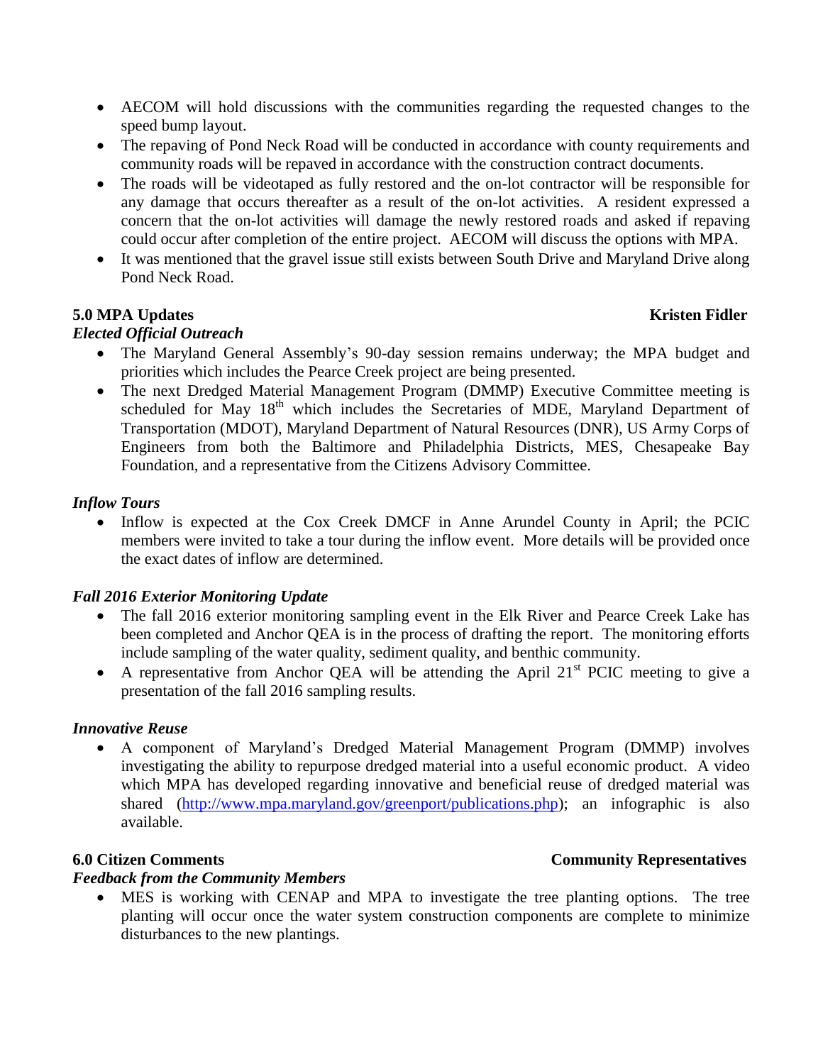- AECOM will hold discussions with the communities regarding the requested changes to the speed bump layout.
- The repaving of Pond Neck Road will be conducted in accordance with county requirements and community roads will be repaved in accordance with the construction contract documents.
- The roads will be videotaped as fully restored and the on-lot contractor will be responsible for any damage that occurs thereafter as a result of the on-lot activities. A resident expressed a concern that the on-lot activities will damage the newly restored roads and asked if repaving could occur after completion of the entire project. AECOM will discuss the options with MPA.
- It was mentioned that the gravel issue still exists between South Drive and Maryland Drive along Pond Neck Road.

**5.0 MPA Updates** **Kristen Fidler**

***Elected Official Outreach***

- The Maryland General Assembly's 90-day session remains underway; the MPA budget and priorities which includes the Pearce Creek project are being presented.
- The next Dredged Material Management Program (DMMP) Executive Committee meeting is scheduled for May 18th which includes the Secretaries of MDE, Maryland Department of Transportation (MDOT), Maryland Department of Natural Resources (DNR), US Army Corps of Engineers from both the Baltimore and Philadelphia Districts, MES, Chesapeake Bay Foundation, and a representative from the Citizens Advisory Committee.

***Inflow Tours***

- Inflow is expected at the Cox Creek DMCF in Anne Arundel County in April; the PCIC members were invited to take a tour during the inflow event. More details will be provided once the exact dates of inflow are determined.

***Fall 2016 Exterior Monitoring Update***

- The fall 2016 exterior monitoring sampling event in the Elk River and Pearce Creek Lake has been completed and Anchor QEA is in the process of drafting the report. The monitoring efforts include sampling of the water quality, sediment quality, and benthic community.
- A representative from Anchor QEA will be attending the April 21st PCIC meeting to give a presentation of the fall 2016 sampling results.

***Innovative Reuse***

- A component of Maryland's Dredged Material Management Program (DMMP) involves investigating the ability to repurpose dredged material into a useful economic product. A video which MPA has developed regarding innovative and beneficial reuse of dredged material was shared (http://www.mpa.maryland.gov/greenport/publications.php); an infographic is also available.

**6.0 Citizen Comments** **Community Representatives**

***Feedback from the Community Members***

- MES is working with CENAP and MPA to investigate the tree planting options. The tree planting will occur once the water system construction components are complete to minimize disturbances to the new plantings.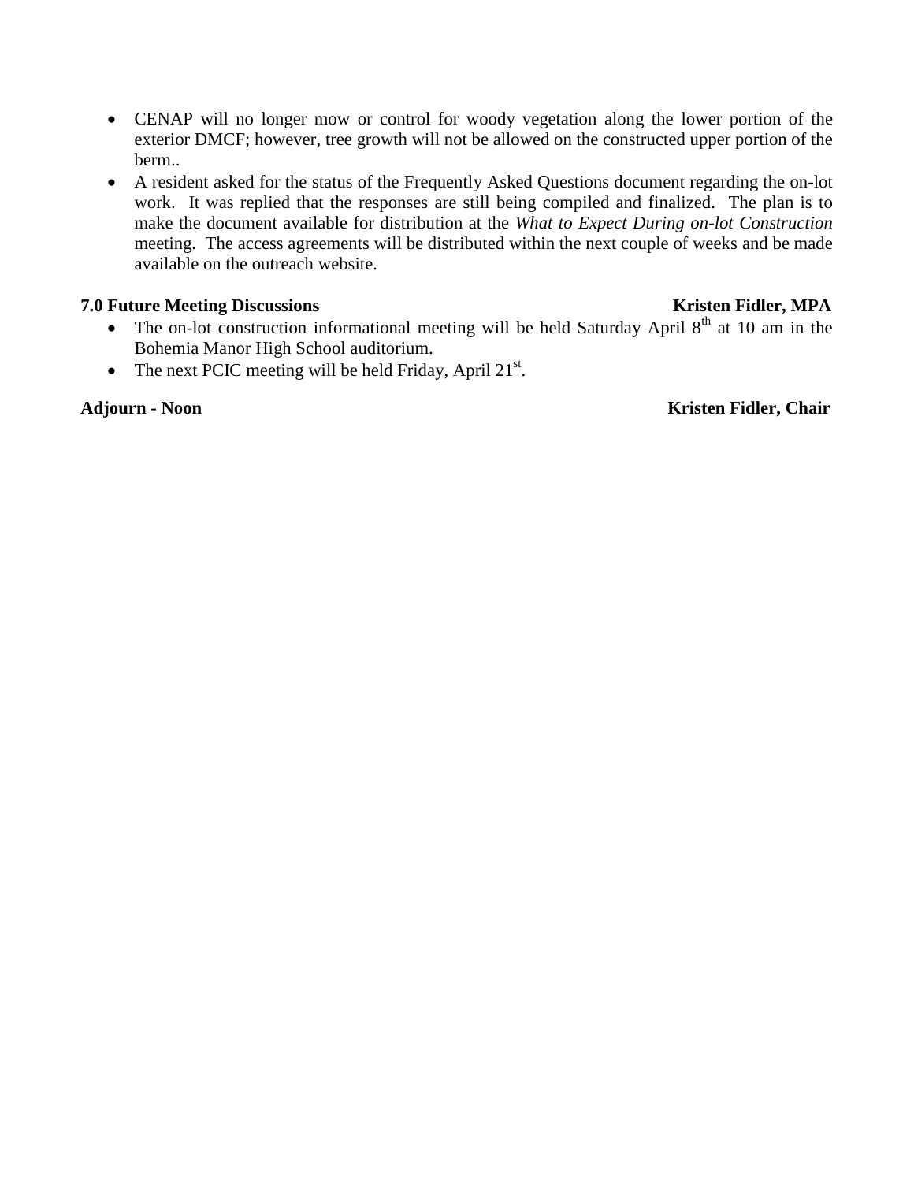- CENAP will no longer mow or control for woody vegetation along the lower portion of the exterior DMCF; however, tree growth will not be allowed on the constructed upper portion of the berm..
- A resident asked for the status of the Frequently Asked Questions document regarding the on-lot work. It was replied that the responses are still being compiled and finalized. The plan is to make the document available for distribution at the *What to Expect During on-lot Construction* meeting. The access agreements will be distributed within the next couple of weeks and be made available on the outreach website.

**7.0 Future Meeting Discussions** **Kristen Fidler, MPA**

- The on-lot construction informational meeting will be held Saturday April 8th at 10 am in the Bohemia Manor High School auditorium.
- The next PCIC meeting will be held Friday, April 21st.

**Adjourn - Noon** **Kristen Fidler, Chair**